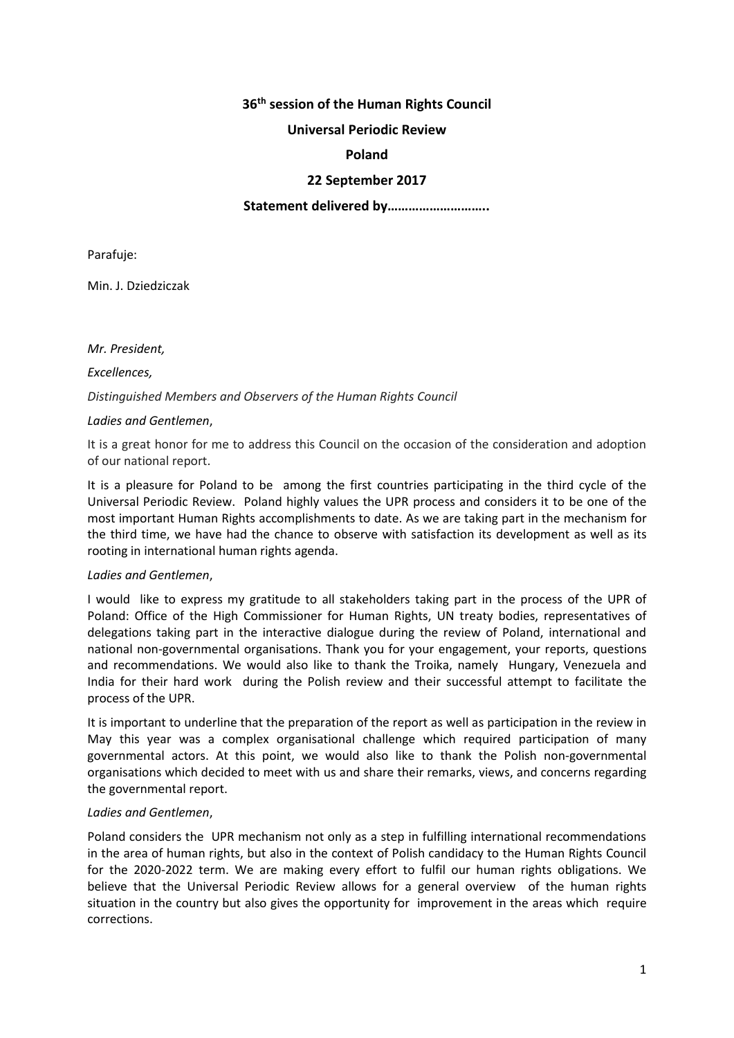**36th session of the Human Rights Council**

**Universal Periodic Review**

**Poland**

**22 September 2017**

**Statement delivered by………………………..**

Parafuje:

Min. J. Dziedziczak

*Mr. President,*

*Excellences,*

*Distinguished Members and Observers of the Human Rights Council*

*Ladies and Gentlemen*,

It is a great honor for me to address this Council on the occasion of the consideration and adoption of our national report.

It is a pleasure for Poland to be among the first countries participating in the third cycle of the Universal Periodic Review. Poland highly values the UPR process and considers it to be one of the most important Human Rights accomplishments to date. As we are taking part in the mechanism for the third time, we have had the chance to observe with satisfaction its development as well as its rooting in international human rights agenda.

*Ladies and Gentlemen*,

I would like to express my gratitude to all stakeholders taking part in the process of the UPR of Poland: Office of the High Commissioner for Human Rights, UN treaty bodies, representatives of delegations taking part in the interactive dialogue during the review of Poland, international and national non-governmental organisations. Thank you for your engagement, your reports, questions and recommendations. We would also like to thank the Troika, namely Hungary, Venezuela and India for their hard work during the Polish review and their successful attempt to facilitate the process of the UPR.

It is important to underline that the preparation of the report as well as participation in the review in May this year was a complex organisational challenge which required participation of many governmental actors. At this point, we would also like to thank the Polish non-governmental organisations which decided to meet with us and share their remarks, views, and concerns regarding the governmental report.

*Ladies and Gentlemen*,

Poland considers the UPR mechanism not only as a step in fulfilling international recommendations in the area of human rights, but also in the context of Polish candidacy to the Human Rights Council for the 2020-2022 term. We are making every effort to fulfil our human rights obligations. We believe that the Universal Periodic Review allows for a general overview of the human rights situation in the country but also gives the opportunity for improvement in the areas which require corrections.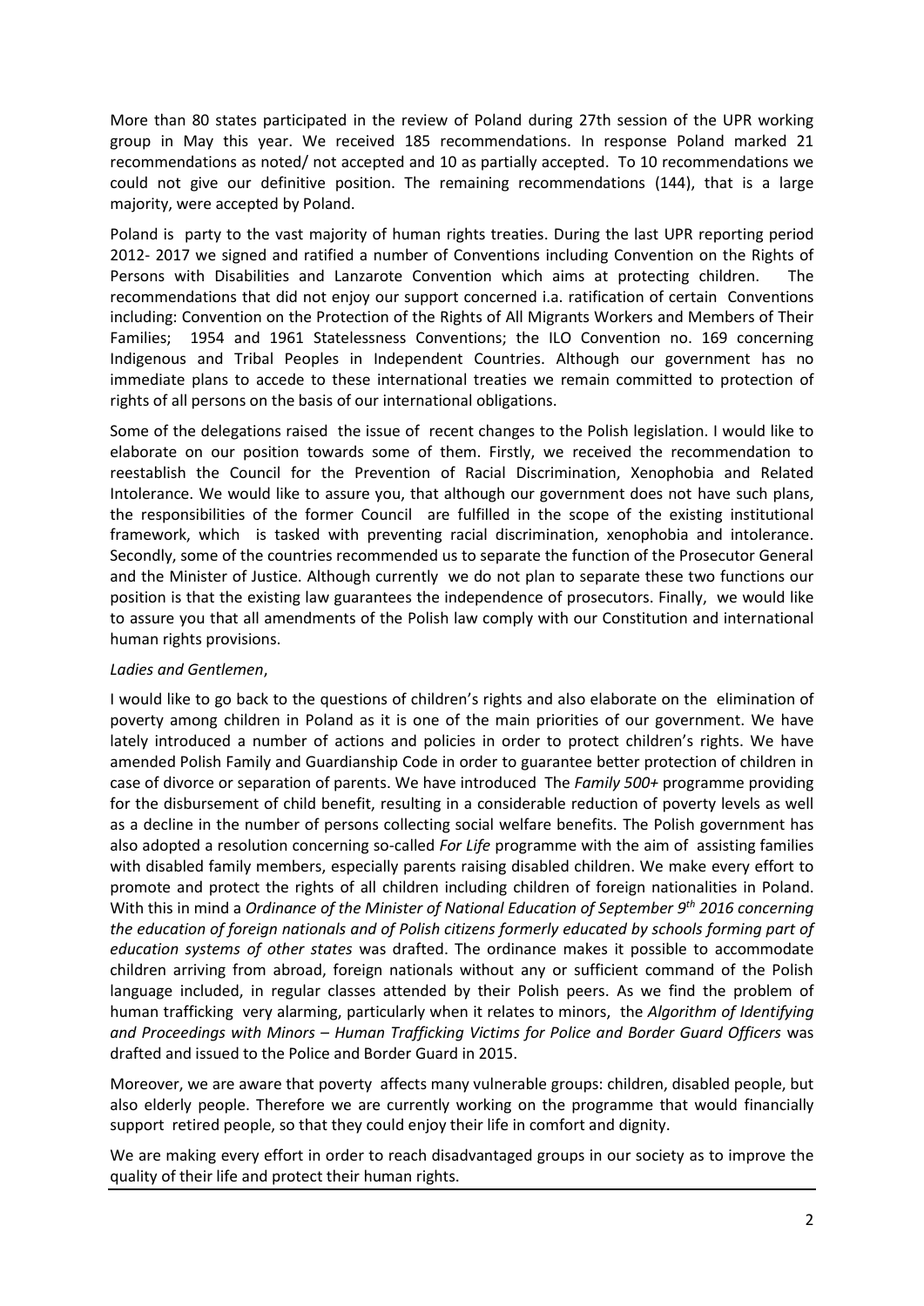More than 80 states participated in the review of Poland during 27th session of the UPR working group in May this year. We received 185 recommendations. In response Poland marked 21 recommendations as noted/ not accepted and 10 as partially accepted. To 10 recommendations we could not give our definitive position. The remaining recommendations (144), that is a large majority, were accepted by Poland.

Poland is party to the vast majority of human rights treaties. During the last UPR reporting period 2012- 2017 we signed and ratified a number of Conventions including Convention on the Rights of Persons with Disabilities and Lanzarote Convention which aims at protecting children. The recommendations that did not enjoy our support concerned i.a. ratification of certain Conventions including: Convention on the Protection of the Rights of All Migrants Workers and Members of Their Families; 1954 and 1961 Statelessness Conventions; the ILO Convention no. 169 concerning Indigenous and Tribal Peoples in Independent Countries. Although our government has no immediate plans to accede to these international treaties we remain committed to protection of rights of all persons on the basis of our international obligations.

Some of the delegations raised the issue of recent changes to the Polish legislation. I would like to elaborate on our position towards some of them. Firstly, we received the recommendation to reestablish the Council for the Prevention of Racial Discrimination, Xenophobia and Related Intolerance. We would like to assure you, that although our government does not have such plans, the responsibilities of the former Council are fulfilled in the scope of the existing institutional framework, which is tasked with preventing racial discrimination, xenophobia and intolerance. Secondly, some of the countries recommended us to separate the function of the Prosecutor General and the Minister of Justice. Although currently we do not plan to separate these two functions our position is that the existing law guarantees the independence of prosecutors. Finally, we would like to assure you that all amendments of the Polish law comply with our Constitution and international human rights provisions.

*Ladies and Gentlemen*,

I would like to go back to the questions of children's rights and also elaborate on the elimination of poverty among children in Poland as it is one of the main priorities of our government. We have lately introduced a number of actions and policies in order to protect children's rights. We have amended Polish Family and Guardianship Code in order to guarantee better protection of children in case of divorce or separation of parents. We have introduced The *Family 500+* programme providing for the disbursement of child benefit, resulting in a considerable reduction of poverty levels as well as a decline in the number of persons collecting social welfare benefits. The Polish government has also adopted a resolution concerning so-called *For Life* programme with the aim of assisting families with disabled family members, especially parents raising disabled children. We make every effort to promote and protect the rights of all children including children of foreign nationalities in Poland. With this in mind a *Ordinance of the Minister of National Education of September 9th 2016 concerning the education of foreign nationals and of Polish citizens formerly educated by schools forming part of education systems of other states* was drafted. The ordinance makes it possible to accommodate children arriving from abroad, foreign nationals without any or sufficient command of the Polish language included, in regular classes attended by their Polish peers. As we find the problem of human trafficking very alarming, particularly when it relates to minors, the *Algorithm of Identifying and Proceedings with Minors – Human Trafficking Victims for Police and Border Guard Officers* was drafted and issued to the Police and Border Guard in 2015.

Moreover, we are aware that poverty affects many vulnerable groups: children, disabled people, but also elderly people. Therefore we are currently working on the programme that would financially support retired people, so that they could enjoy their life in comfort and dignity.

We are making every effort in order to reach disadvantaged groups in our society as to improve the quality of their life and protect their human rights.